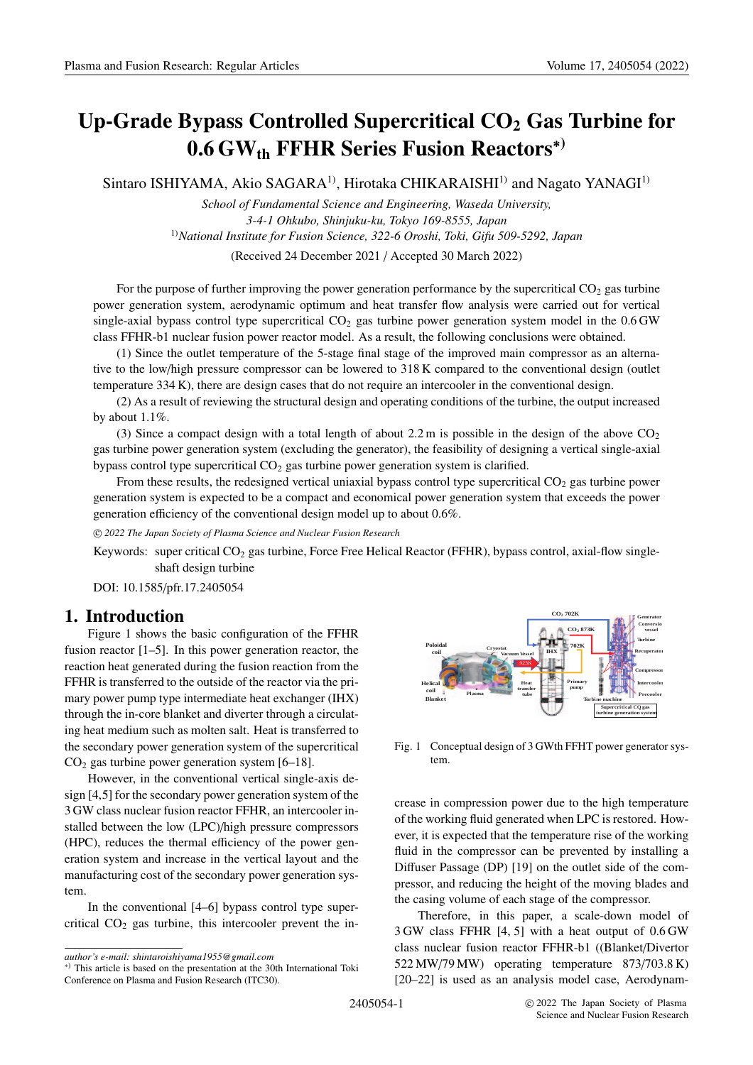# Up-Grade Bypass Controlled Supercritical $CO_2$ Gas Turbine for $0.6\,GW_{th}$ FFHR Series Fusion Reactors*)

Sintaro ISHIYAMA, Akio SAGARA[1], Hirotaka CHIKARAISHI[1] and Nagato YANAGI[1]

*School of Fundamental Science and Engineering, Waseda University, 3-4-1 Ohkubo, Shinjuku-ku, Tokyo 169-8555, Japan*

[1]*National Institute for Fusion Science, 322-6 Oroshi, Toki, Gifu 509-5292, Japan*

(Received 24 December 2021 / Accepted 30 March 2022)

For the purpose of further improving the power generation performance by the supercritical $CO_2$ gas turbine power generation system, aerodynamic optimum and heat transfer flow analysis were carried out for vertical single-axial bypass control type supercritical $CO_2$ gas turbine power generation system model in the 0.6 GW class FFHR-b1 nuclear fusion power reactor model. As a result, the following conclusions were obtained.

(1) Since the outlet temperature of the 5-stage final stage of the improved main compressor as an alternative to the low/high pressure compressor can be lowered to 318 K compared to the conventional design (outlet temperature 334 K), there are design cases that do not require an intercooler in the conventional design.

(2) As a result of reviewing the structural design and operating conditions of the turbine, the output increased by about 1.1%.

(3) Since a compact design with a total length of about 2.2 m is possible in the design of the above $CO_2$ gas turbine power generation system (excluding the generator), the feasibility of designing a vertical single-axial bypass control type supercritical $CO_2$ gas turbine power generation system is clarified.

From these results, the redesigned vertical uniaxial bypass control type supercritical $CO_2$ gas turbine power generation system is expected to be a compact and economical power generation system that exceeds the power generation efficiency of the conventional design model up to about 0.6%.

*© 2022 The Japan Society of Plasma Science and Nuclear Fusion Research*

Keywords: super critical $CO_2$ gas turbine, Force Free Helical Reactor (FFHR), bypass control, axial-flow single-shaft design turbine

DOI: 10.1585/pfr.17.2405054

## 1. Introduction

Figure 1 shows the basic configuration of the FFHR fusion reactor [1–5]. In this power generation reactor, the reaction heat generated during the fusion reaction from the FFHR is transferred to the outside of the reactor via the primary power pump type intermediate heat exchanger (IHX) through the in-core blanket and diverter through a circulating heat medium such as molten salt. Heat is transferred to the secondary power generation system of the supercritical $CO_2$ gas turbine power generation system [6–18].

However, in the conventional vertical single-axis design [4,5] for the secondary power generation system of the 3 GW class nuclear fusion reactor FFHR, an intercooler installed between the low (LPC)/high pressure compressors (HPC), reduces the thermal efficiency of the power generation system and increase in the vertical layout and the manufacturing cost of the secondary power generation system.

In the conventional [4–6] bypass control type supercritical $CO_2$ gas turbine, this intercooler prevent the increase in compression power due to the high temperature of the working fluid generated when LPC is restored. However, it is expected that the temperature rise of the working fluid in the compressor can be prevented by installing a Diffuser Passage (DP) [19] on the outlet side of the compressor, and reducing the height of the moving blades and the casing volume of each stage of the compressor.

Fig. 1 Conceptual design of 3 GWth FFHT power generator system.

Therefore, in this paper, a scale-down model of 3 GW class FFHR [4, 5] with a heat output of 0.6 GW class nuclear fusion reactor FFHR-b1 ((Blanket/Divertor 522 MW/79 MW) operating temperature 873/703.8 K) [20–22] is used as an analysis model case, Aerodynam-

---

*author's e-mail: shintaroishiyama1955@gmail.com*

*) This article is based on the presentation at the 30th International Toki Conference on Plasma and Fusion Research (ITC30).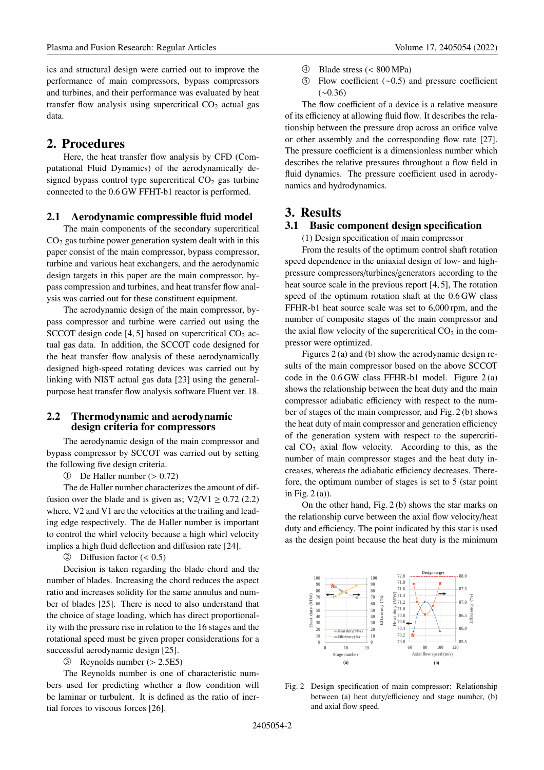ics and structural design were carried out to improve the performance of main compressors, bypass compressors and turbines, and their performance was evaluated by heat transfer flow analysis using supercritical $CO_2$ actual gas data.

## 2. Procedures

Here, the heat transfer flow analysis by CFD (Computational Fluid Dynamics) of the aerodynamically designed bypass control type supercritical $CO_2$ gas turbine connected to the 0.6 GW FFHT-b1 reactor is performed.

### 2.1 Aerodynamic compressible fluid model

The main components of the secondary supercritical $CO_2$ gas turbine power generation system dealt with in this paper consist of the main compressor, bypass compressor, turbine and various heat exchangers, and the aerodynamic design targets in this paper are the main compressor, bypass compression and turbines, and heat transfer flow analysis was carried out for these constituent equipment.

The aerodynamic design of the main compressor, bypass compressor and turbine were carried out using the SCCOT design code [4, 5] based on supercritical $CO_2$ actual gas data. In addition, the SCCOT code designed for the heat transfer flow analysis of these aerodynamically designed high-speed rotating devices was carried out by linking with NIST actual gas data [23] using the general-purpose heat transfer flow analysis software Fluent ver. 18.

### 2.2 Thermodynamic and aerodynamic design criteria for compressors

The aerodynamic design of the main compressor and bypass compressor by SCCOT was carried out by setting the following five design criteria.

① De Haller number (> 0.72)

The de Haller number characterizes the amount of diffusion over the blade and is given as; $V2/V1 \geq 0.72$ (2.2) where, V2 and V1 are the velocities at the trailing and leading edge respectively. The de Haller number is important to control the whirl velocity because a high whirl velocity implies a high fluid deflection and diffusion rate [24].

② Diffusion factor (< 0.5)

Decision is taken regarding the blade chord and the number of blades. Increasing the chord reduces the aspect ratio and increases solidity for the same annulus and number of blades [25]. There is need to also understand that the choice of stage loading, which has direct proportionality with the pressure rise in relation to the 16 stages and the rotational speed must be given proper considerations for a successful aerodynamic design [25].

③ Reynolds number (> 2.5E5)

The Reynolds number is one of characteristic numbers used for predicting whether a flow condition will be laminar or turbulent. It is defined as the ratio of inertial forces to viscous forces [26].

④ Blade stress (< 800 MPa)

⑤ Flow coefficient (~0.5) and pressure coefficient (~0.36)

The flow coefficient of a device is a relative measure of its efficiency at allowing fluid flow. It describes the relationship between the pressure drop across an orifice valve or other assembly and the corresponding flow rate [27]. The pressure coefficient is a dimensionless number which describes the relative pressures throughout a flow field in fluid dynamics. The pressure coefficient used in aerodynamics and hydrodynamics.

## 3. Results

### 3.1 Basic component design specification

(1) Design specification of main compressor

From the results of the optimum control shaft rotation speed dependence in the uniaxial design of low- and high-pressure compressors/turbines/generators according to the heat source scale in the previous report [4, 5], The rotation speed of the optimum rotation shaft at the 0.6 GW class FFHR-b1 heat source scale was set to 6,000 rpm, and the number of composite stages of the main compressor and the axial flow velocity of the supercritical $CO_2$ in the compressor were optimized.

Figures 2 (a) and (b) show the aerodynamic design results of the main compressor based on the above SCCOT code in the 0.6 GW class FFHR-b1 model. Figure 2 (a) shows the relationship between the heat duty and the main compressor adiabatic efficiency with respect to the number of stages of the main compressor, and Fig. 2 (b) shows the heat duty of main compressor and generation efficiency of the generation system with respect to the supercritical $CO_2$ axial flow velocity. According to this, as the number of main compressor stages and the heat duty increases, whereas the adiabatic efficiency decreases. Therefore, the optimum number of stages is set to 5 (star point in Fig. 2 (a)).

On the other hand, Fig. 2 (b) shows the star marks on the relationship curve between the axial flow velocity/heat duty and efficiency. The point indicated by this star is used as the design point because the heat duty is the minimum

Fig. 2 Design specification of main compressor: Relationship between (a) heat duty/efficiency and stage number, (b) and axial flow speed.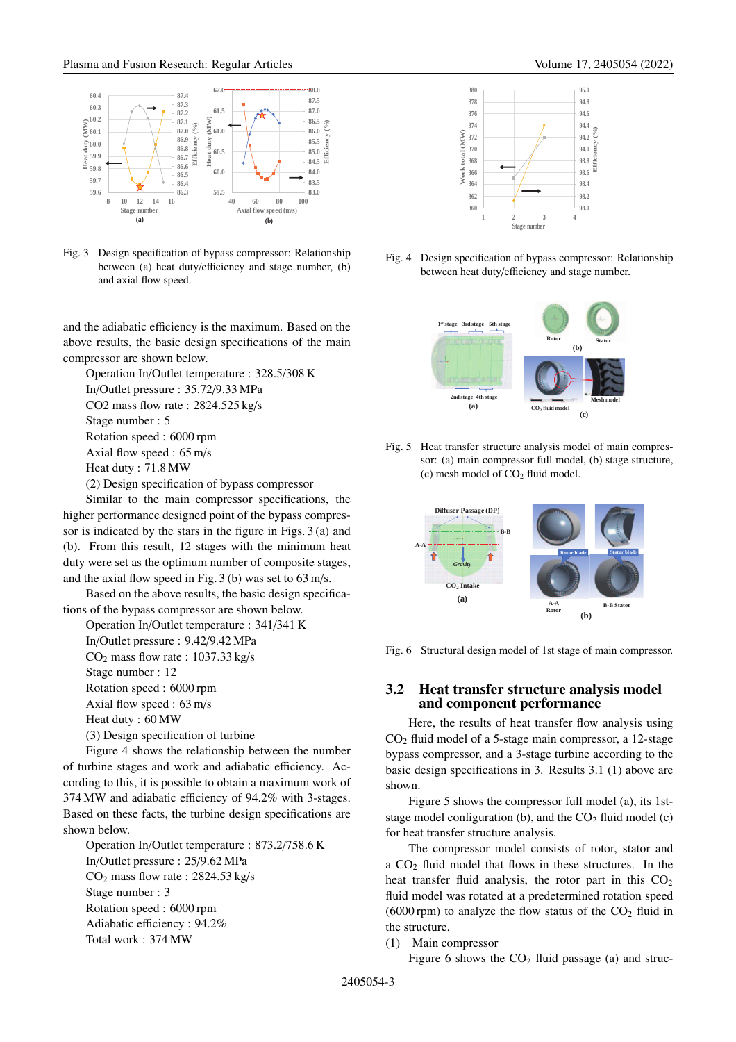Fig. 3 Design specification of bypass compressor: Relationship between (a) heat duty/efficiency and stage number, (b) and axial flow speed.

and the adiabatic efficiency is the maximum. Based on the above results, the basic design specifications of the main compressor are shown below.

Operation In/Outlet temperature : 328.5/308 K
In/Outlet pressure : 35.72/9.33 MPa
CO2 mass flow rate : 2824.525 kg/s
Stage number : 5
Rotation speed : 6000 rpm
Axial flow speed : 65 m/s
Heat duty : 71.8 MW

(2) Design specification of bypass compressor

Similar to the main compressor specifications, the higher performance designed point of the bypass compressor is indicated by the stars in the figure in Figs. 3 (a) and (b). From this result, 12 stages with the minimum heat duty were set as the optimum number of composite stages, and the axial flow speed in Fig. 3 (b) was set to 63 m/s.

Based on the above results, the basic design specifications of the bypass compressor are shown below.

Operation In/Outlet temperature : 341/341 K
In/Outlet pressure : 9.42/9.42 MPa
$CO_2$ mass flow rate : 1037.33 kg/s
Stage number : 12
Rotation speed : 6000 rpm
Axial flow speed : 63 m/s
Heat duty : 60 MW

(3) Design specification of turbine

Figure 4 shows the relationship between the number of turbine stages and work and adiabatic efficiency. According to this, it is possible to obtain a maximum work of 374 MW and adiabatic efficiency of 94.2% with 3-stages. Based on these facts, the turbine design specifications are shown below.

Operation In/Outlet temperature : 873.2/758.6 K
In/Outlet pressure : 25/9.62 MPa
$CO_2$ mass flow rate : 2824.53 kg/s
Stage number : 3
Rotation speed : 6000 rpm
Adiabatic efficiency : 94.2%
Total work : 374 MW

Fig. 4 Design specification of bypass compressor: Relationship between heat duty/efficiency and stage number.

Fig. 5 Heat transfer structure analysis model of main compressor: (a) main compressor full model, (b) stage structure, (c) mesh model of $CO_2$ fluid model.

Fig. 6 Structural design model of 1st stage of main compressor.

## 3.2 Heat transfer structure analysis model and component performance

Here, the results of heat transfer flow analysis using $CO_2$ fluid model of a 5-stage main compressor, a 12-stage bypass compressor, and a 3-stage turbine according to the basic design specifications in 3. Results 3.1 (1) above are shown.

Figure 5 shows the compressor full model (a), its 1st-stage model configuration (b), and the $CO_2$ fluid model (c) for heat transfer structure analysis.

The compressor model consists of rotor, stator and a $CO_2$ fluid model that flows in these structures. In the heat transfer fluid analysis, the rotor part in this $CO_2$ fluid model was rotated at a predetermined rotation speed (6000 rpm) to analyze the flow status of the $CO_2$ fluid in the structure.

(1) Main compressor

Figure 6 shows the $CO_2$ fluid passage (a) and struc-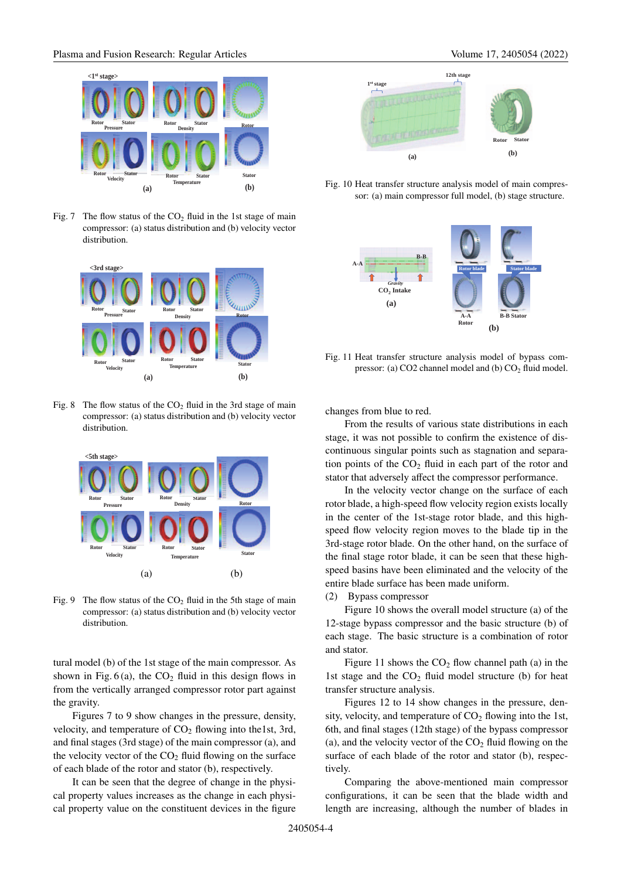Fig. 7 The flow status of the $CO_2$ fluid in the 1st stage of main compressor: (a) status distribution and (b) velocity vector distribution.

Fig. 8 The flow status of the $CO_2$ fluid in the 3rd stage of main compressor: (a) status distribution and (b) velocity vector distribution.

Fig. 9 The flow status of the $CO_2$ fluid in the 5th stage of main compressor: (a) status distribution and (b) velocity vector distribution.

tural model (b) of the 1st stage of the main compressor. As shown in Fig. 6 (a), the $CO_2$ fluid in this design flows in from the vertically arranged compressor rotor part against the gravity.

Figures 7 to 9 show changes in the pressure, density, velocity, and temperature of $CO_2$ flowing into the1st, 3rd, and final stages (3rd stage) of the main compressor (a), and the velocity vector of the $CO_2$ fluid flowing on the surface of each blade of the rotor and stator (b), respectively.

It can be seen that the degree of change in the physical property values increases as the change in each physical property value on the constituent devices in the figure changes from blue to red.

From the results of various state distributions in each stage, it was not possible to confirm the existence of discontinuous singular points such as stagnation and separation points of the $CO_2$ fluid in each part of the rotor and stator that adversely affect the compressor performance.

In the velocity vector change on the surface of each rotor blade, a high-speed flow velocity region exists locally in the center of the 1st-stage rotor blade, and this high-speed flow velocity region moves to the blade tip in the 3rd-stage rotor blade. On the other hand, on the surface of the final stage rotor blade, it can be seen that these high-speed basins have been eliminated and the velocity of the entire blade surface has been made uniform.

Fig. 10 Heat transfer structure analysis model of main compressor: (a) main compressor full model, (b) stage structure.

Fig. 11 Heat transfer structure analysis model of bypass compressor: (a) CO2 channel model and (b) $CO_2$ fluid model.

(2) Bypass compressor

Figure 10 shows the overall model structure (a) of the 12-stage bypass compressor and the basic structure (b) of each stage. The basic structure is a combination of rotor and stator.

Figure 11 shows the $CO_2$ flow channel path (a) in the 1st stage and the $CO_2$ fluid model structure (b) for heat transfer structure analysis.

Figures 12 to 14 show changes in the pressure, density, velocity, and temperature of $CO_2$ flowing into the 1st, 6th, and final stages (12th stage) of the bypass compressor (a), and the velocity vector of the $CO_2$ fluid flowing on the surface of each blade of the rotor and stator (b), respectively.

Comparing the above-mentioned main compressor configurations, it can be seen that the blade width and length are increasing, although the number of blades in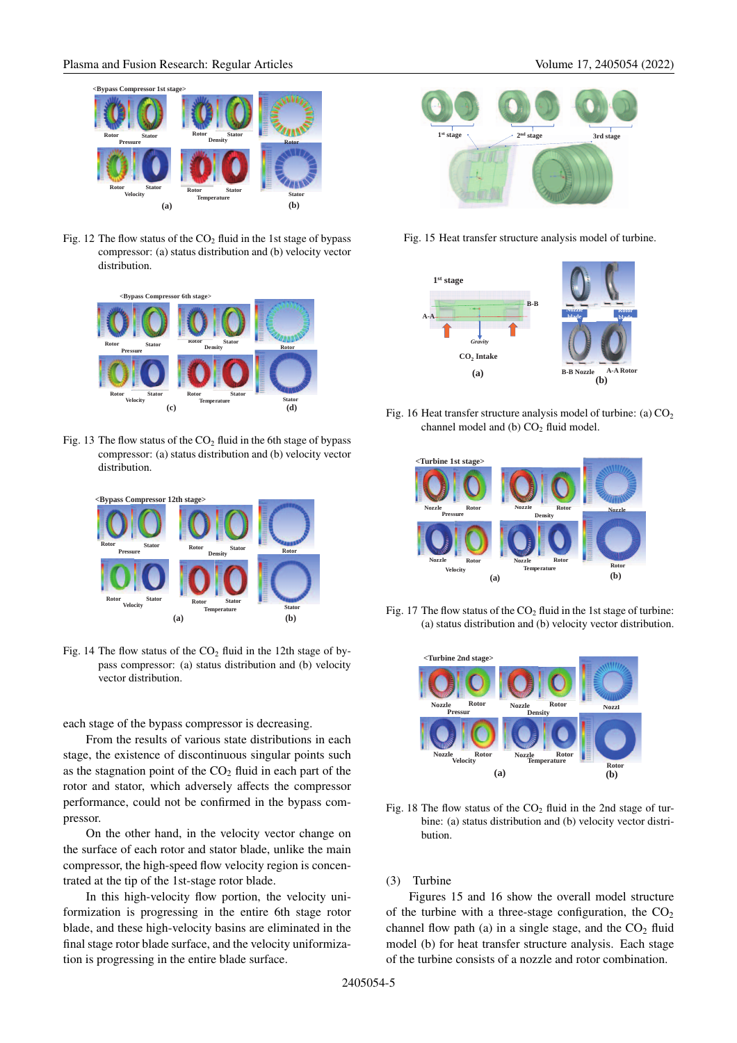Fig. 12 The flow status of the $CO_2$ fluid in the 1st stage of bypass compressor: (a) status distribution and (b) velocity vector distribution.

Fig. 13 The flow status of the $CO_2$ fluid in the 6th stage of bypass compressor: (a) status distribution and (b) velocity vector distribution.

Fig. 14 The flow status of the $CO_2$ fluid in the 12th stage of bypass compressor: (a) status distribution and (b) velocity vector distribution.

each stage of the bypass compressor is decreasing.

From the results of various state distributions in each stage, the existence of discontinuous singular points such as the stagnation point of the $CO_2$ fluid in each part of the rotor and stator, which adversely affects the compressor performance, could not be confirmed in the bypass compressor.

On the other hand, in the velocity vector change on the surface of each rotor and stator blade, unlike the main compressor, the high-speed flow velocity region is concentrated at the tip of the 1st-stage rotor blade.

In this high-velocity flow portion, the velocity uniformization is progressing in the entire 6th stage rotor blade, and these high-velocity basins are eliminated in the final stage rotor blade surface, and the velocity uniformization is progressing in the entire blade surface.

Fig. 15 Heat transfer structure analysis model of turbine.

Fig. 16 Heat transfer structure analysis model of turbine: (a) $CO_2$ channel model and (b) $CO_2$ fluid model.

Fig. 17 The flow status of the $CO_2$ fluid in the 1st stage of turbine: (a) status distribution and (b) velocity vector distribution.

Fig. 18 The flow status of the $CO_2$ fluid in the 2nd stage of turbine: (a) status distribution and (b) velocity vector distribution.

(3) Turbine

Figures 15 and 16 show the overall model structure of the turbine with a three-stage configuration, the $CO_2$ channel flow path (a) in a single stage, and the $CO_2$ fluid model (b) for heat transfer structure analysis. Each stage of the turbine consists of a nozzle and rotor combination.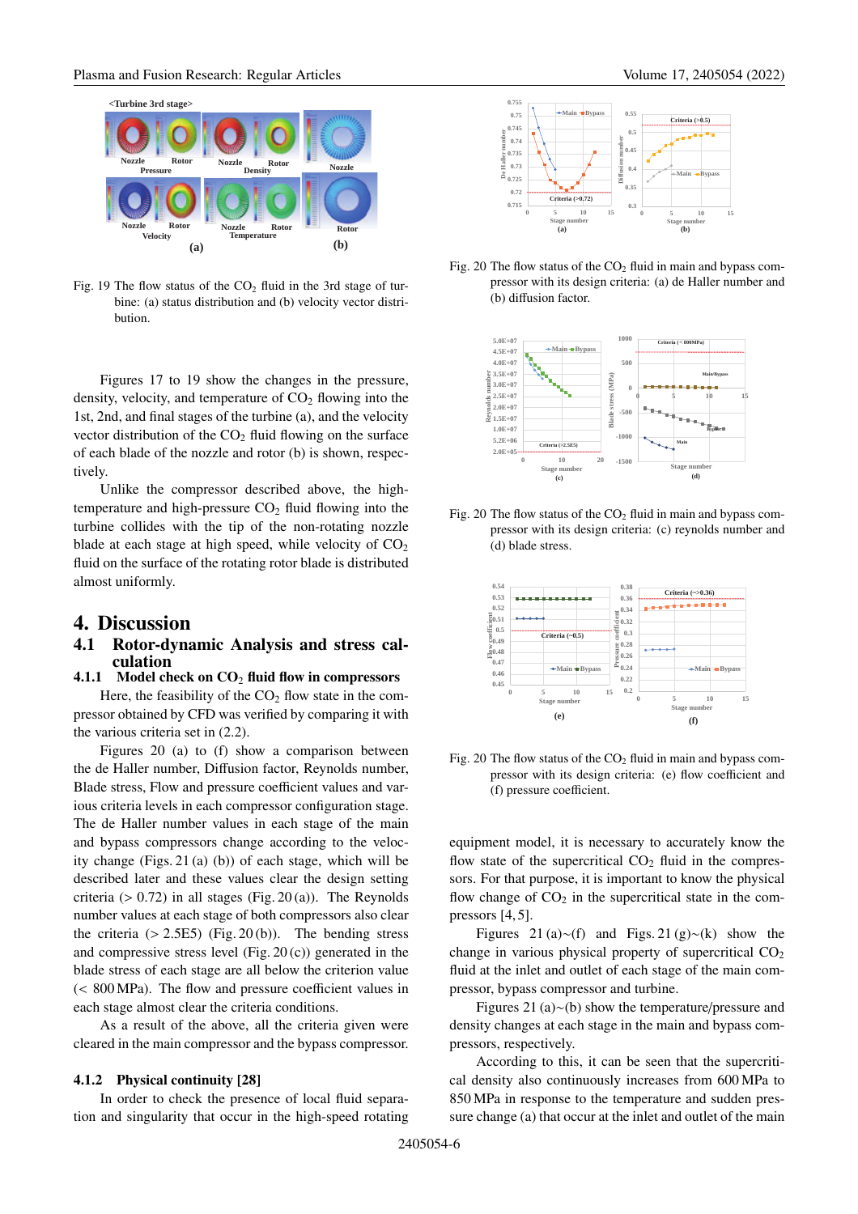Fig. 19 The flow status of the $CO_2$ fluid in the 3rd stage of turbine: (a) status distribution and (b) velocity vector distribution.

Figures 17 to 19 show the changes in the pressure, density, velocity, and temperature of $CO_2$ flowing into the 1st, 2nd, and final stages of the turbine (a), and the velocity vector distribution of the $CO_2$ fluid flowing on the surface of each blade of the nozzle and rotor (b) is shown, respectively.

Unlike the compressor described above, the high-temperature and high-pressure $CO_2$ fluid flowing into the turbine collides with the tip of the non-rotating nozzle blade at each stage at high speed, while velocity of $CO_2$ fluid on the surface of the rotating rotor blade is distributed almost uniformly.

# 4. Discussion

## 4.1 Rotor-dynamic Analysis and stress calculation

### 4.1.1 Model check on $CO_2$ fluid flow in compressors

Here, the feasibility of the $CO_2$ flow state in the compressor obtained by CFD was verified by comparing it with the various criteria set in (2.2).

Figures 20 (a) to (f) show a comparison between the de Haller number, Diffusion factor, Reynolds number, Blade stress, Flow and pressure coefficient values and various criteria levels in each compressor configuration stage. The de Haller number values in each stage of the main and bypass compressors change according to the velocity change (Figs. 21 (a) (b)) of each stage, which will be described later and these values clear the design setting criteria (> 0.72) in all stages (Fig. 20 (a)). The Reynolds number values at each stage of both compressors also clear the criteria (> 2.5E5) (Fig. 20 (b)). The bending stress and compressive stress level (Fig. 20 (c)) generated in the blade stress of each stage are all below the criterion value (< 800 MPa). The flow and pressure coefficient values in each stage almost clear the criteria conditions.

As a result of the above, all the criteria given were cleared in the main compressor and the bypass compressor.

### 4.1.2 Physical continuity [28]

In order to check the presence of local fluid separation and singularity that occur in the high-speed rotating equipment model, it is necessary to accurately know the flow state of the supercritical $CO_2$ fluid in the compressors. For that purpose, it is important to know the physical flow change of $CO_2$ in the supercritical state in the compressors [4, 5].

Figures 21 (a)~(f) and Figs. 21 (g)~(k) show the change in various physical property of supercritical $CO_2$ fluid at the inlet and outlet of each stage of the main compressor, bypass compressor and turbine.

Figures 21 (a)~(b) show the temperature/pressure and density changes at each stage in the main and bypass compressors, respectively.

According to this, it can be seen that the supercritical density also continuously increases from 600 MPa to 850 MPa in response to the temperature and sudden pressure change (a) that occur at the inlet and outlet of the main

Fig. 20 The flow status of the $CO_2$ fluid in main and bypass compressor with its design criteria: (a) de Haller number and (b) diffusion factor.

Fig. 20 The flow status of the $CO_2$ fluid in main and bypass compressor with its design criteria: (c) reynolds number and (d) blade stress.

Fig. 20 The flow status of the $CO_2$ fluid in main and bypass compressor with its design criteria: (e) flow coefficient and (f) pressure coefficient.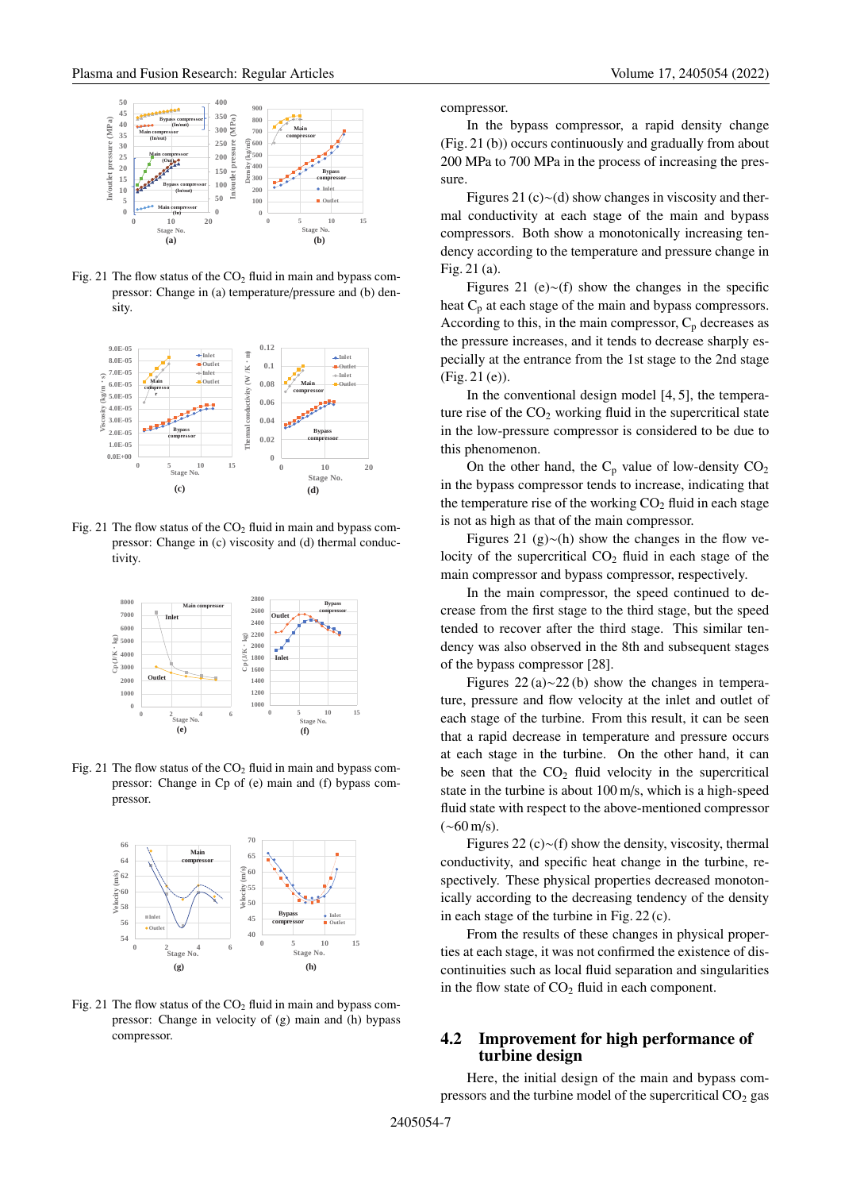Fig. 21 The flow status of the $CO_2$ fluid in main and bypass compressor: Change in (a) temperature/pressure and (b) density.

Fig. 21 The flow status of the $CO_2$ fluid in main and bypass compressor: Change in (c) viscosity and (d) thermal conductivity.

Fig. 21 The flow status of the $CO_2$ fluid in main and bypass compressor: Change in Cp of (e) main and (f) bypass compressor.

Fig. 21 The flow status of the $CO_2$ fluid in main and bypass compressor: Change in velocity of (g) main and (h) bypass compressor.

compressor.

In the bypass compressor, a rapid density change (Fig. 21 (b)) occurs continuously and gradually from about 200 MPa to 700 MPa in the process of increasing the pressure.

Figures 21 (c)∼(d) show changes in viscosity and thermal conductivity at each stage of the main and bypass compressors. Both show a monotonically increasing tendency according to the temperature and pressure change in Fig. 21 (a).

Figures 21 (e)∼(f) show the changes in the specific heat $C_p$ at each stage of the main and bypass compressors. According to this, in the main compressor, $C_p$ decreases as the pressure increases, and it tends to decrease sharply especially at the entrance from the 1st stage to the 2nd stage (Fig. 21 (e)).

In the conventional design model [4, 5], the temperature rise of the $CO_2$ working fluid in the supercritical state in the low-pressure compressor is considered to be due to this phenomenon.

On the other hand, the $C_p$ value of low-density $CO_2$ in the bypass compressor tends to increase, indicating that the temperature rise of the working $CO_2$ fluid in each stage is not as high as that of the main compressor.

Figures 21 (g)∼(h) show the changes in the flow velocity of the supercritical $CO_2$ fluid in each stage of the main compressor and bypass compressor, respectively.

In the main compressor, the speed continued to decrease from the first stage to the third stage, but the speed tended to recover after the third stage. This similar tendency was also observed in the 8th and subsequent stages of the bypass compressor [28].

Figures 22 (a)∼22 (b) show the changes in temperature, pressure and flow velocity at the inlet and outlet of each stage of the turbine. From this result, it can be seen that a rapid decrease in temperature and pressure occurs at each stage in the turbine. On the other hand, it can be seen that the $CO_2$ fluid velocity in the supercritical state in the turbine is about 100 m/s, which is a high-speed fluid state with respect to the above-mentioned compressor (∼60 m/s).

Figures 22 (c)∼(f) show the density, viscosity, thermal conductivity, and specific heat change in the turbine, respectively. These physical properties decreased monotonically according to the decreasing tendency of the density in each stage of the turbine in Fig. 22 (c).

From the results of these changes in physical properties at each stage, it was not confirmed the existence of discontinuities such as local fluid separation and singularities in the flow state of $CO_2$ fluid in each component.

## 4.2 Improvement for high performance of turbine design

Here, the initial design of the main and bypass compressors and the turbine model of the supercritical $CO_2$ gas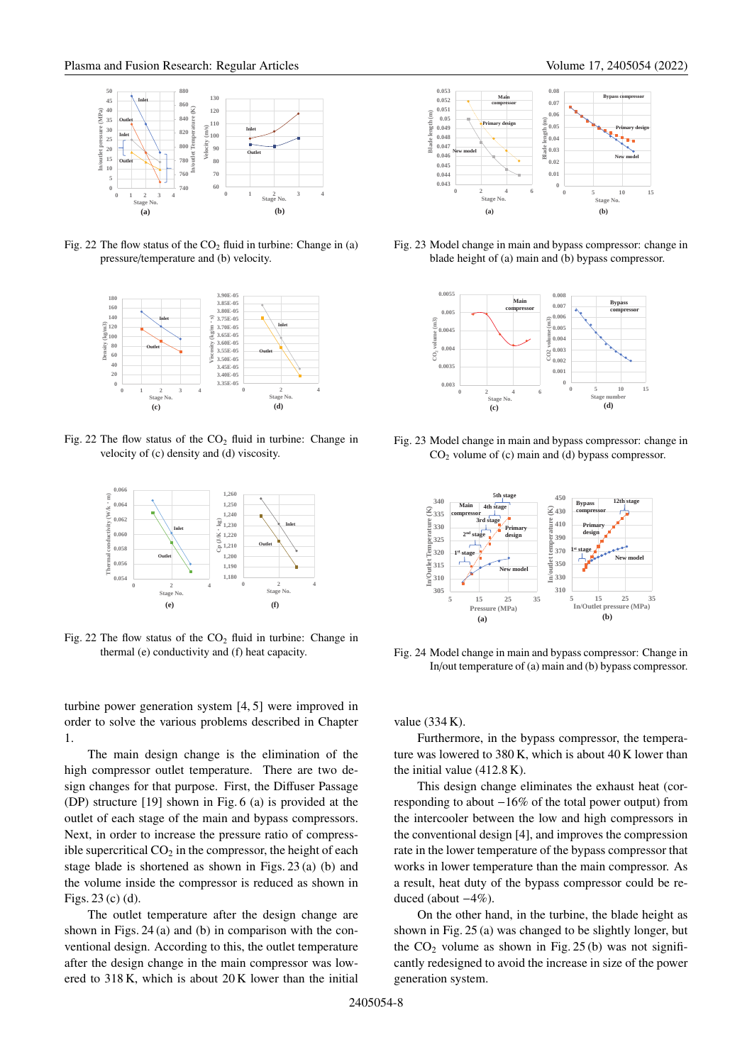Fig. 22 The flow status of the $CO_2$ fluid in turbine: Change in (a) pressure/temperature and (b) velocity.

Fig. 23 Model change in main and bypass compressor: change in blade height of (a) main and (b) bypass compressor.

Fig. 22 The flow status of the $CO_2$ fluid in turbine: Change in velocity of (c) density and (d) viscosity.

Fig. 23 Model change in main and bypass compressor: change in $CO_2$ volume of (c) main and (d) bypass compressor.

Fig. 22 The flow status of the $CO_2$ fluid in turbine: Change in thermal (e) conductivity and (f) heat capacity.

Fig. 24 Model change in main and bypass compressor: Change in In/out temperature of (a) main and (b) bypass compressor.

turbine power generation system [4, 5] were improved in order to solve the various problems described in Chapter 1.

The main design change is the elimination of the high compressor outlet temperature. There are two design changes for that purpose. First, the Diffuser Passage (DP) structure [19] shown in Fig. 6 (a) is provided at the outlet of each stage of the main and bypass compressors. Next, in order to increase the pressure ratio of compressible supercritical $CO_2$ in the compressor, the height of each stage blade is shortened as shown in Figs. 23 (a) (b) and the volume inside the compressor is reduced as shown in Figs. 23 (c) (d).

The outlet temperature after the design change are shown in Figs. 24 (a) and (b) in comparison with the conventional design. According to this, the outlet temperature after the design change in the main compressor was lowered to 318 K, which is about 20 K lower than the initial value (334 K).

Furthermore, in the bypass compressor, the temperature was lowered to 380 K, which is about 40 K lower than the initial value (412.8 K).

This design change eliminates the exhaust heat (corresponding to about $-16\%$ of the total power output) from the intercooler between the low and high compressors in the conventional design [4], and improves the compression rate in the lower temperature of the bypass compressor that works in lower temperature than the main compressor. As a result, heat duty of the bypass compressor could be reduced (about $-4\%$).

On the other hand, in the turbine, the blade height as shown in Fig. 25 (a) was changed to be slightly longer, but the $CO_2$ volume as shown in Fig. 25 (b) was not significantly redesigned to avoid the increase in size of the power generation system.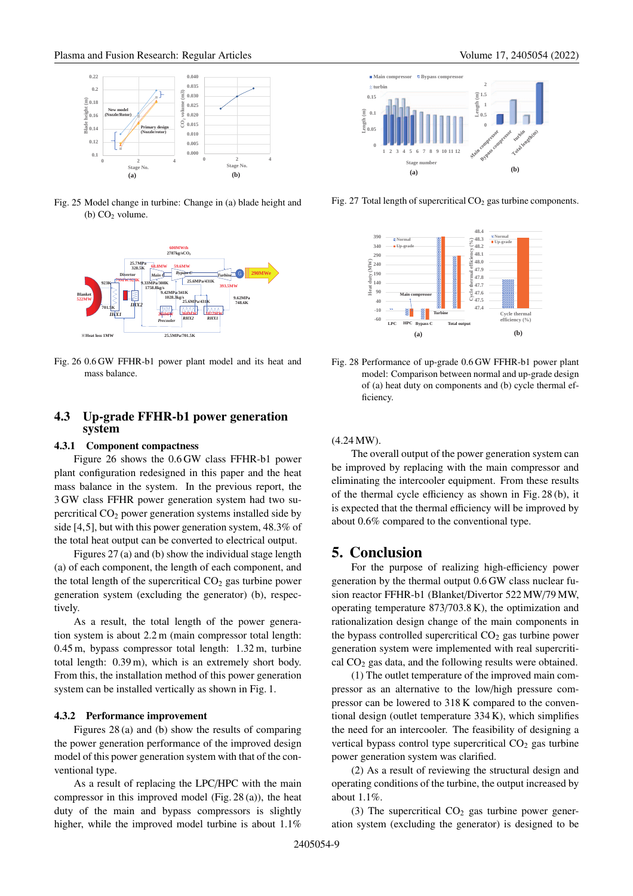Fig. 25 Model change in turbine: Change in (a) blade height and (b) $CO_2$ volume.

Fig. 26 0.6 GW FFHR-b1 power plant model and its heat and mass balance.

## 4.3 Up-grade FFHR-b1 power generation system

### 4.3.1 Component compactness

Figure 26 shows the 0.6 GW class FFHR-b1 power plant configuration redesigned in this paper and the heat mass balance in the system. In the previous report, the 3 GW class FFHR power generation system had two supercritical $CO_2$ power generation systems installed side by side [4,5], but with this power generation system, 48.3% of the total heat output can be converted to electrical output.

Figures 27 (a) and (b) show the individual stage length (a) of each component, the length of each component, and the total length of the supercritical $CO_2$ gas turbine power generation system (excluding the generator) (b), respectively.

As a result, the total length of the power generation system is about 2.2 m (main compressor total length: 0.45 m, bypass compressor total length: 1.32 m, turbine total length: 0.39 m), which is an extremely short body. From this, the installation method of this power generation system can be installed vertically as shown in Fig. 1.

### 4.3.2 Performance improvement

Figures 28 (a) and (b) show the results of comparing the power generation performance of the improved design model of this power generation system with that of the conventional type.

As a result of replacing the LPC/HPC with the main compressor in this improved model (Fig. 28 (a)), the heat duty of the main and bypass compressors is slightly higher, while the improved model turbine is about 1.1% (4.24 MW).

Fig. 27 Total length of supercritical $CO_2$ gas turbine components.

Fig. 28 Performance of up-grade 0.6 GW FFHR-b1 power plant model: Comparison between normal and up-grade design of (a) heat duty on components and (b) cycle thermal efficiency.

The overall output of the power generation system can be improved by replacing with the main compressor and eliminating the intercooler equipment. From these results of the thermal cycle efficiency as shown in Fig. 28 (b), it is expected that the thermal efficiency will be improved by about 0.6% compared to the conventional type.

## 5. Conclusion

For the purpose of realizing high-efficiency power generation by the thermal output 0.6 GW class nuclear fusion reactor FFHR-b1 (Blanket/Divertor 522 MW/79 MW, operating temperature 873/703.8 K), the optimization and rationalization design change of the main components in the bypass controlled supercritical $CO_2$ gas turbine power generation system were implemented with real supercritical $CO_2$ gas data, and the following results were obtained.

(1) The outlet temperature of the improved main compressor as an alternative to the low/high pressure compressor can be lowered to 318 K compared to the conventional design (outlet temperature 334 K), which simplifies the need for an intercooler. The feasibility of designing a vertical bypass control type supercritical $CO_2$ gas turbine power generation system was clarified.

(2) As a result of reviewing the structural design and operating conditions of the turbine, the output increased by about 1.1%.

(3) The supercritical $CO_2$ gas turbine power generation system (excluding the generator) is designed to be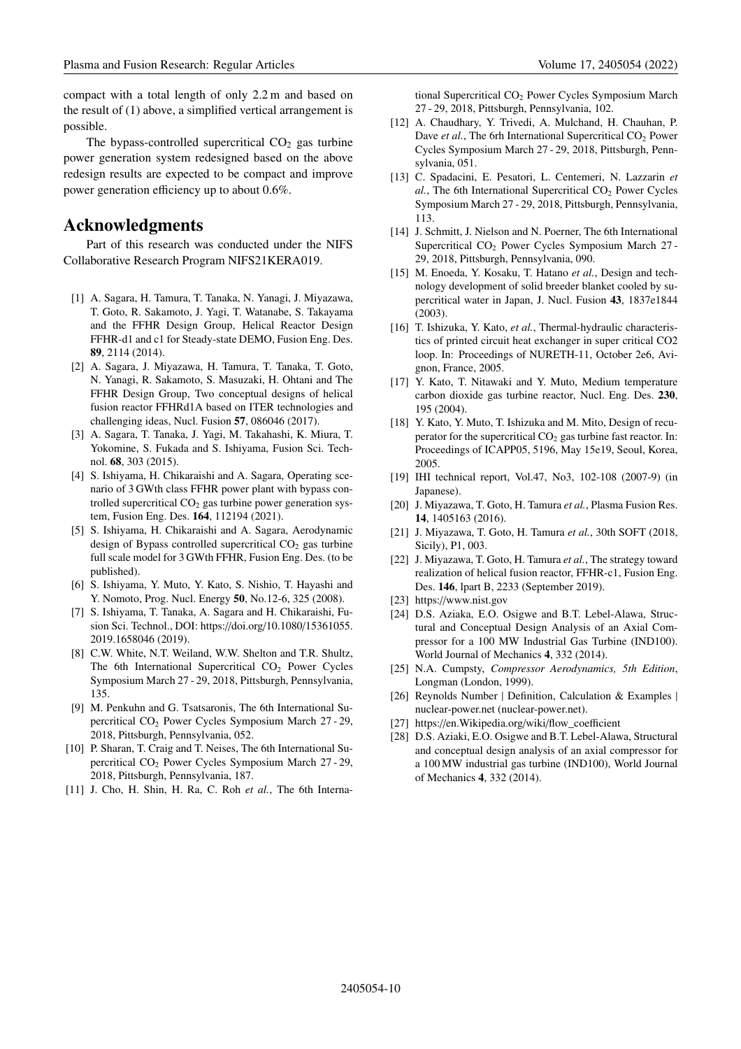compact with a total length of only 2.2 m and based on the result of (1) above, a simplified vertical arrangement is possible.

The bypass-controlled supercritical $CO_2$ gas turbine power generation system redesigned based on the above redesign results are expected to be compact and improve power generation efficiency up to about 0.6%.

## Acknowledgments

Part of this research was conducted under the NIFS Collaborative Research Program NIFS21KERA019.

[1] A. Sagara, H. Tamura, T. Tanaka, N. Yanagi, J. Miyazawa, T. Goto, R. Sakamoto, J. Yagi, T. Watanabe, S. Takayama and the FFHR Design Group, Helical Reactor Design FFHR-d1 and c1 for Steady-state DEMO, Fusion Eng. Des. **89**, 2114 (2014).

[2] A. Sagara, J. Miyazawa, H. Tamura, T. Tanaka, T. Goto, N. Yanagi, R. Sakamoto, S. Masuzaki, H. Ohtani and The FFHR Design Group, Two conceptual designs of helical fusion reactor FFHRd1A based on ITER technologies and challenging ideas, Nucl. Fusion **57**, 086046 (2017).

[3] A. Sagara, T. Tanaka, J. Yagi, M. Takahashi, K. Miura, T. Yokomine, S. Fukada and S. Ishiyama, Fusion Sci. Technol. **68**, 303 (2015).

[4] S. Ishiyama, H. Chikaraishi and A. Sagara, Operating scenario of 3 GWth class FFHR power plant with bypass controlled supercritical $CO_2$ gas turbine power generation system, Fusion Eng. Des. **164**, 112194 (2021).

[5] S. Ishiyama, H. Chikaraishi and A. Sagara, Aerodynamic design of Bypass controlled supercritical $CO_2$ gas turbine full scale model for 3 GWth FFHR, Fusion Eng. Des. (to be published).

[6] S. Ishiyama, Y. Muto, Y. Kato, S. Nishio, T. Hayashi and Y. Nomoto, Prog. Nucl. Energy **50**, No.12-6, 325 (2008).

[7] S. Ishiyama, T. Tanaka, A. Sagara and H. Chikaraishi, Fusion Sci. Technol., DOI: https://doi.org/10.1080/15361055.2019.1658046 (2019).

[8] C.W. White, N.T. Weiland, W.W. Shelton and T.R. Shultz, The 6th International Supercritical $CO_2$ Power Cycles Symposium March 27 - 29, 2018, Pittsburgh, Pennsylvania, 135.

[9] M. Penkuhn and G. Tsatsaronis, The 6th International Supercritical $CO_2$ Power Cycles Symposium March 27 - 29, 2018, Pittsburgh, Pennsylvania, 052.

[10] P. Sharan, T. Craig and T. Neises, The 6th International Supercritical $CO_2$ Power Cycles Symposium March 27 - 29, 2018, Pittsburgh, Pennsylvania, 187.

[11] J. Cho, H. Shin, H. Ra, C. Roh *et al.*, The 6th International Supercritical $CO_2$ Power Cycles Symposium March 27 - 29, 2018, Pittsburgh, Pennsylvania, 102.

[12] A. Chaudhary, Y. Trivedi, A. Mulchand, H. Chauhan, P. Dave *et al.*, The 6rh International Supercritical $CO_2$ Power Cycles Symposium March 27 - 29, 2018, Pittsburgh, Pennsylvania, 051.

[13] C. Spadacini, E. Pesatori, L. Centemeri, N. Lazzarin *et al.*, The 6th International Supercritical $CO_2$ Power Cycles Symposium March 27 - 29, 2018, Pittsburgh, Pennsylvania, 113.

[14] J. Schmitt, J. Nielson and N. Poerner, The 6th International Supercritical $CO_2$ Power Cycles Symposium March 27 - 29, 2018, Pittsburgh, Pennsylvania, 090.

[15] M. Enoeda, Y. Kosaku, T. Hatano *et al.*, Design and technology development of solid breeder blanket cooled by supercritical water in Japan, J. Nucl. Fusion **43**, 1837e1844 (2003).

[16] T. Ishizuka, Y. Kato, *et al.*, Thermal-hydraulic characteristics of printed circuit heat exchanger in super critical CO2 loop. In: Proceedings of NURETH-11, October 2e6, Avignon, France, 2005.

[17] Y. Kato, T. Nitawaki and Y. Muto, Medium temperature carbon dioxide gas turbine reactor, Nucl. Eng. Des. **230**, 195 (2004).

[18] Y. Kato, Y. Muto, T. Ishizuka and M. Mito, Design of recuperator for the supercritical $CO_2$ gas turbine fast reactor. In: Proceedings of ICAPP05, 5196, May 15e19, Seoul, Korea, 2005.

[19] IHI technical report, Vol.47, No3, 102-108 (2007-9) (in Japanese).

[20] J. Miyazawa, T. Goto, H. Tamura *et al.*, Plasma Fusion Res. **14**, 1405163 (2016).

[21] J. Miyazawa, T. Goto, H. Tamura *et al.*, 30th SOFT (2018, Sicily), P1, 003.

[22] J. Miyazawa, T. Goto, H. Tamura *et al.*, The strategy toward realization of helical fusion reactor, FFHR-c1, Fusion Eng. Des. **146**, lpart B, 2233 (September 2019).

[23] https://www.nist.gov

[24] D.S. Aziaka, E.O. Osigwe and B.T. Lebel-Alawa, Structural and Conceptual Design Analysis of an Axial Compressor for a 100 MW Industrial Gas Turbine (IND100). World Journal of Mechanics **4**, 332 (2014).

[25] N.A. Cumpsty, *Compressor Aerodynamics, 5th Edition*, Longman (London, 1999).

[26] Reynolds Number | Definition, Calculation & Examples | nuclear-power.net (nuclear-power.net).

[27] https://en.Wikipedia.org/wiki/flow_coefficient

[28] D.S. Aziaki, E.O. Osigwe and B.T. Lebel-Alawa, Structural and conceptual design analysis of an axial compressor for a 100 MW industrial gas turbine (IND100), World Journal of Mechanics **4**, 332 (2014).